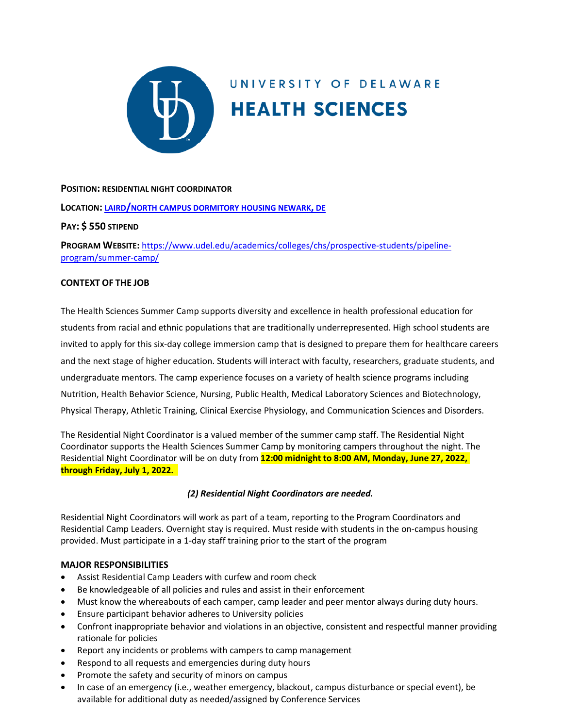UNIVERSITY OF DELAWARE
**HEALTH SCIENCES**

**POSITION: RESIDENTIAL NIGHT COORDINATOR**

**LOCATION: LAIRD/NORTH CAMPUS DORMITORY HOUSING NEWARK, DE**

**PAY: $ 550 STIPEND**

**PROGRAM WEBSITE:** https://www.udel.edu/academics/colleges/chs/prospective-students/pipeline-program/summer-camp/

**CONTEXT OF THE JOB**

The Health Sciences Summer Camp supports diversity and excellence in health professional education for students from racial and ethnic populations that are traditionally underrepresented. High school students are invited to apply for this six-day college immersion camp that is designed to prepare them for healthcare careers and the next stage of higher education. Students will interact with faculty, researchers, graduate students, and undergraduate mentors. The camp experience focuses on a variety of health science programs including Nutrition, Health Behavior Science, Nursing, Public Health, Medical Laboratory Sciences and Biotechnology, Physical Therapy, Athletic Training, Clinical Exercise Physiology, and Communication Sciences and Disorders.

The Residential Night Coordinator is a valued member of the summer camp staff. The Residential Night Coordinator supports the Health Sciences Summer Camp by monitoring campers throughout the night. The Residential Night Coordinator will be on duty from **12:00 midnight to 8:00 AM, Monday, June 27, 2022, through Friday, July 1, 2022.**

***(2) Residential Night Coordinators are needed.***

Residential Night Coordinators will work as part of a team, reporting to the Program Coordinators and Residential Camp Leaders. Overnight stay is required. Must reside with students in the on-campus housing provided. Must participate in a 1-day staff training prior to the start of the program

**MAJOR RESPONSIBILITIES**

- Assist Residential Camp Leaders with curfew and room check
- Be knowledgeable of all policies and rules and assist in their enforcement
- Must know the whereabouts of each camper, camp leader and peer mentor always during duty hours.
- Ensure participant behavior adheres to University policies
- Confront inappropriate behavior and violations in an objective, consistent and respectful manner providing rationale for policies
- Report any incidents or problems with campers to camp management
- Respond to all requests and emergencies during duty hours
- Promote the safety and security of minors on campus
- In case of an emergency (i.e., weather emergency, blackout, campus disturbance or special event), be available for additional duty as needed/assigned by Conference Services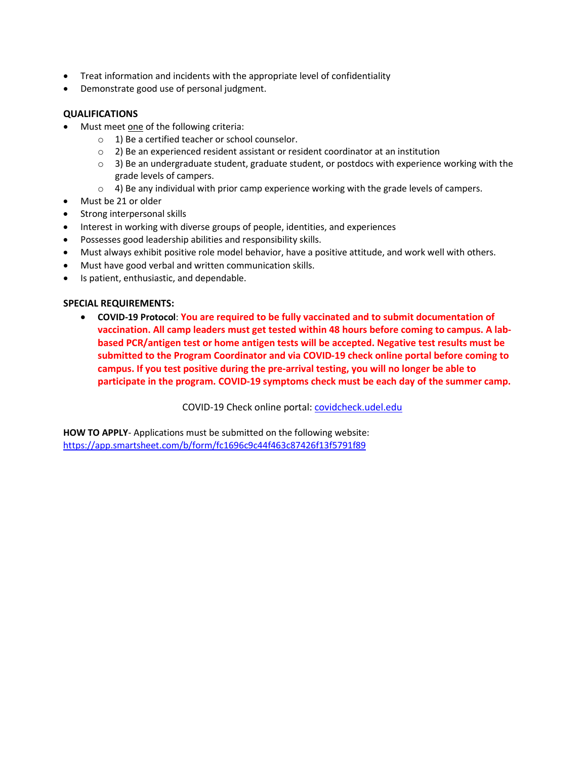- Treat information and incidents with the appropriate level of confidentiality
- Demonstrate good use of personal judgment.

**QUALIFICATIONS**

- Must meet one of the following criteria:
  - 1) Be a certified teacher or school counselor.
  - 2) Be an experienced resident assistant or resident coordinator at an institution
  - 3) Be an undergraduate student, graduate student, or postdocs with experience working with the grade levels of campers.
  - 4) Be any individual with prior camp experience working with the grade levels of campers.
- Must be 21 or older
- Strong interpersonal skills
- Interest in working with diverse groups of people, identities, and experiences
- Possesses good leadership abilities and responsibility skills.
- Must always exhibit positive role model behavior, have a positive attitude, and work well with others.
- Must have good verbal and written communication skills.
- Is patient, enthusiastic, and dependable.

**SPECIAL REQUIREMENTS:**

- **COVID-19 Protocol**: **You are required to be fully vaccinated and to submit documentation of vaccination. All camp leaders must get tested within 48 hours before coming to campus. A lab-based PCR/antigen test or home antigen tests will be accepted. Negative test results must be submitted to the Program Coordinator and via COVID-19 check online portal before coming to campus. If you test positive during the pre-arrival testing, you will no longer be able to participate in the program. COVID-19 symptoms check must be each day of the summer camp.**

COVID-19 Check online portal: covidcheck.udel.edu

**HOW TO APPLY**- Applications must be submitted on the following website: https://app.smartsheet.com/b/form/fc1696c9c44f463c87426f13f5791f89